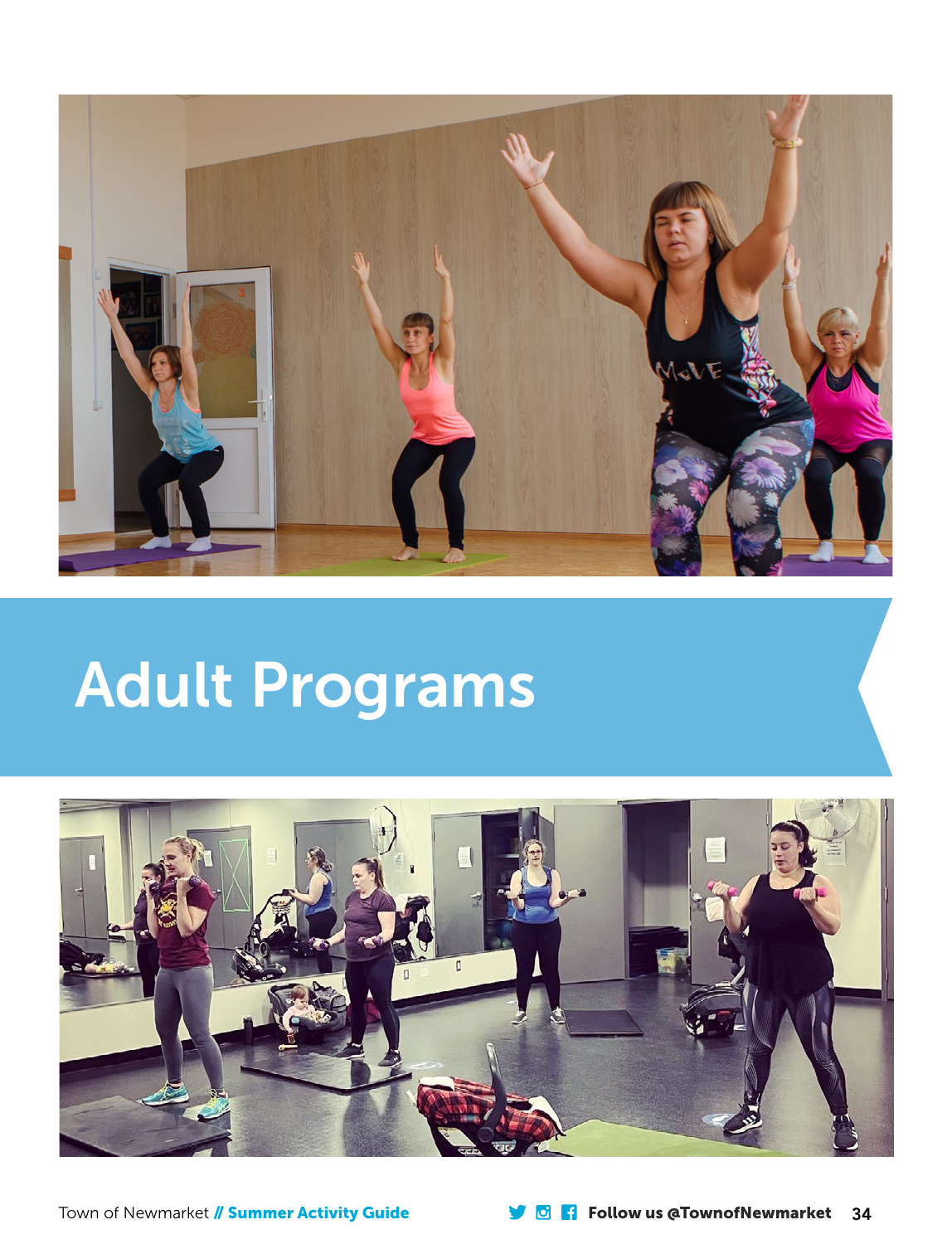# Adult Programs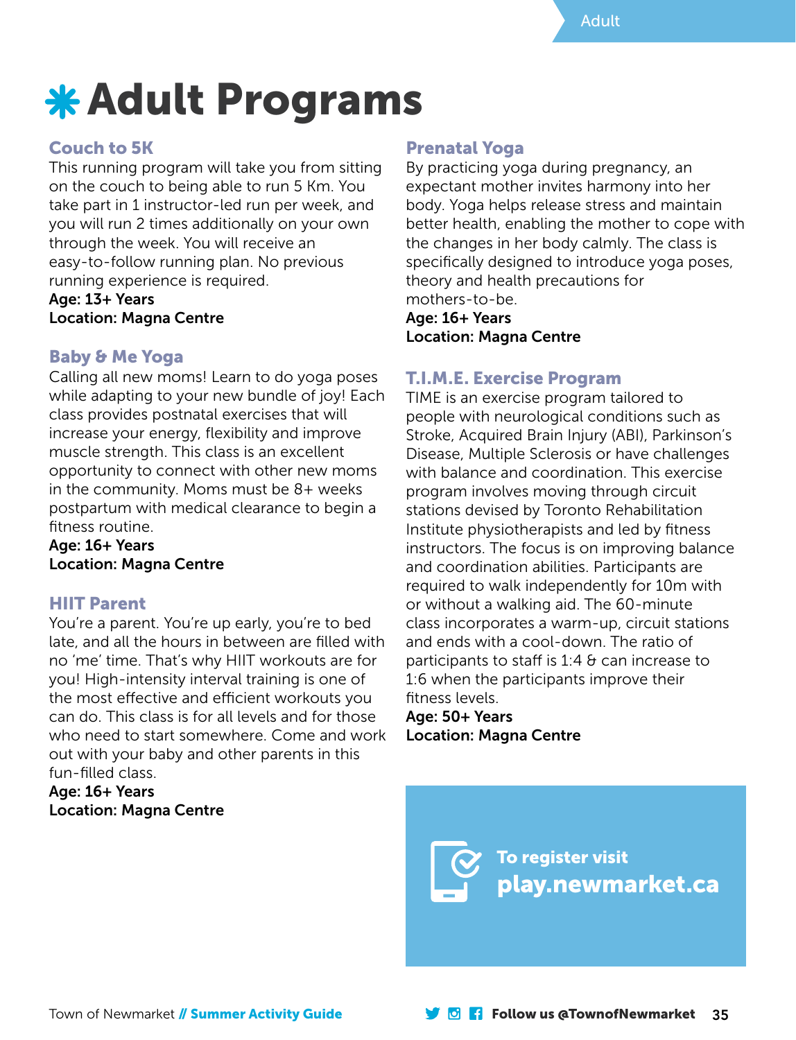# Adult Programs

## Couch to 5K

This running program will take you from sitting on the couch to being able to run 5 Km. You take part in 1 instructor-led run per week, and you will run 2 times additionally on your own through the week. You will receive an easy-to-follow running plan. No previous running experience is required.

**Age: 13+ Years**
**Location: Magna Centre**

## Baby & Me Yoga

Calling all new moms! Learn to do yoga poses while adapting to your new bundle of joy! Each class provides postnatal exercises that will increase your energy, flexibility and improve muscle strength. This class is an excellent opportunity to connect with other new moms in the community. Moms must be 8+ weeks postpartum with medical clearance to begin a fitness routine.

**Age: 16+ Years**
**Location: Magna Centre**

## HIIT Parent

You're a parent. You're up early, you're to bed late, and all the hours in between are filled with no 'me' time. That's why HIIT workouts are for you! High-intensity interval training is one of the most effective and efficient workouts you can do. This class is for all levels and for those who need to start somewhere. Come and work out with your baby and other parents in this fun-filled class.

**Age: 16+ Years**
**Location: Magna Centre**

## Prenatal Yoga

By practicing yoga during pregnancy, an expectant mother invites harmony into her body. Yoga helps release stress and maintain better health, enabling the mother to cope with the changes in her body calmly. The class is specifically designed to introduce yoga poses, theory and health precautions for mothers-to-be.

**Age: 16+ Years**
**Location: Magna Centre**

## T.I.M.E. Exercise Program

TIME is an exercise program tailored to people with neurological conditions such as Stroke, Acquired Brain Injury (ABI), Parkinson's Disease, Multiple Sclerosis or have challenges with balance and coordination. This exercise program involves moving through circuit stations devised by Toronto Rehabilitation Institute physiotherapists and led by fitness instructors. The focus is on improving balance and coordination abilities. Participants are required to walk independently for 10m with or without a walking aid. The 60-minute class incorporates a warm-up, circuit stations and ends with a cool-down. The ratio of participants to staff is 1:4 & can increase to 1:6 when the participants improve their fitness levels.

**Age: 50+ Years**
**Location: Magna Centre**

**To register visit**
**play.newmarket.ca**